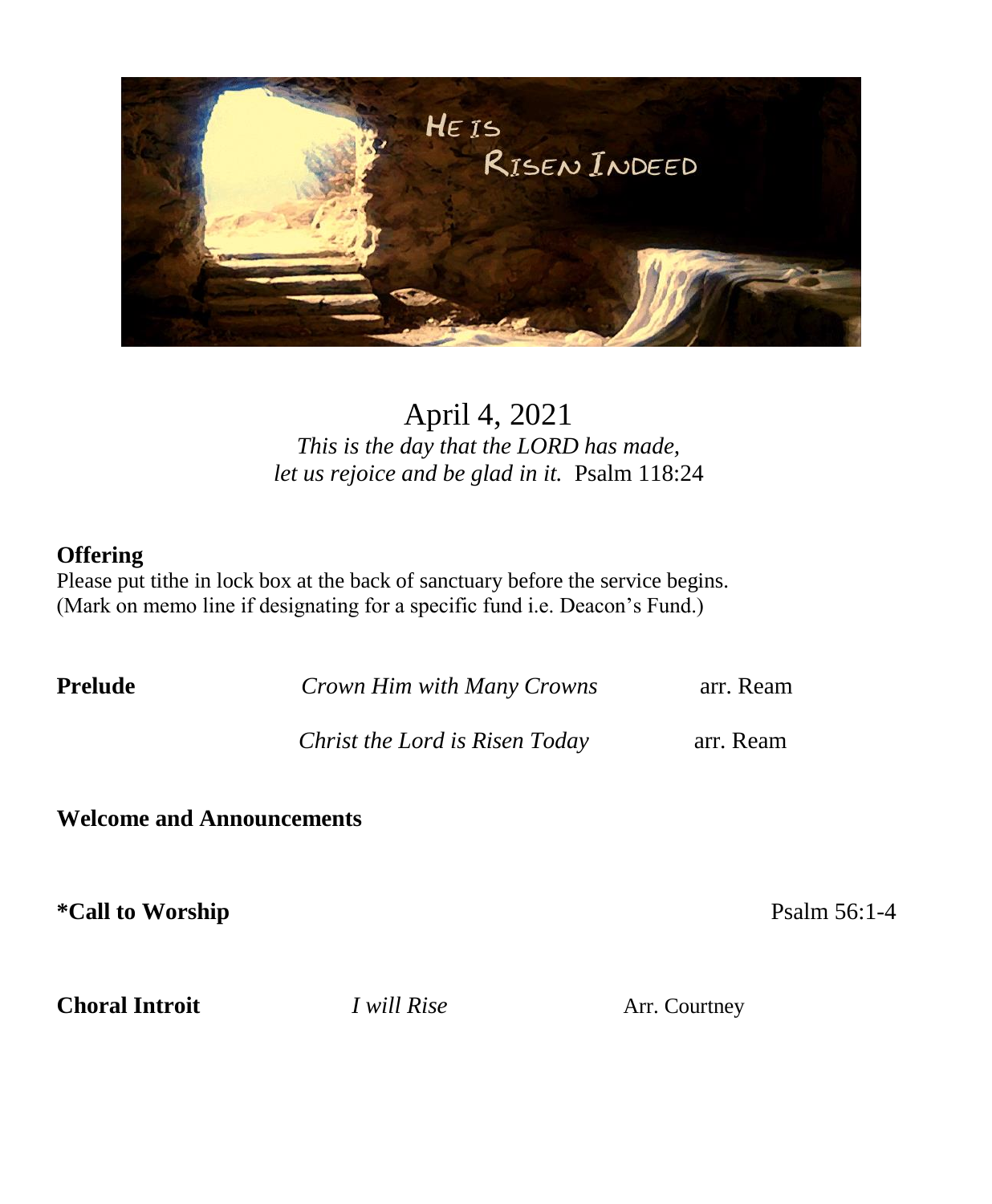HE IS RISEN INDEED

April 4, 2021

*This is the day that the LORD has made,*
*let us rejoice and be glad in it.* Psalm 118:24

**Offering**

Please put tithe in lock box at the back of sanctuary before the service begins.
(Mark on memo line if designating for a specific fund i.e. Deacon's Fund.)

| | | |
|---|---|---|
| **Prelude** | *Crown Him with Many Crowns* | arr. Ream |
| | *Christ the Lord is Risen Today* | arr. Ream |

**Welcome and Announcements**

**\*Call to Worship** Psalm 56:1-4

**Choral Introit** *I will Rise* Arr. Courtney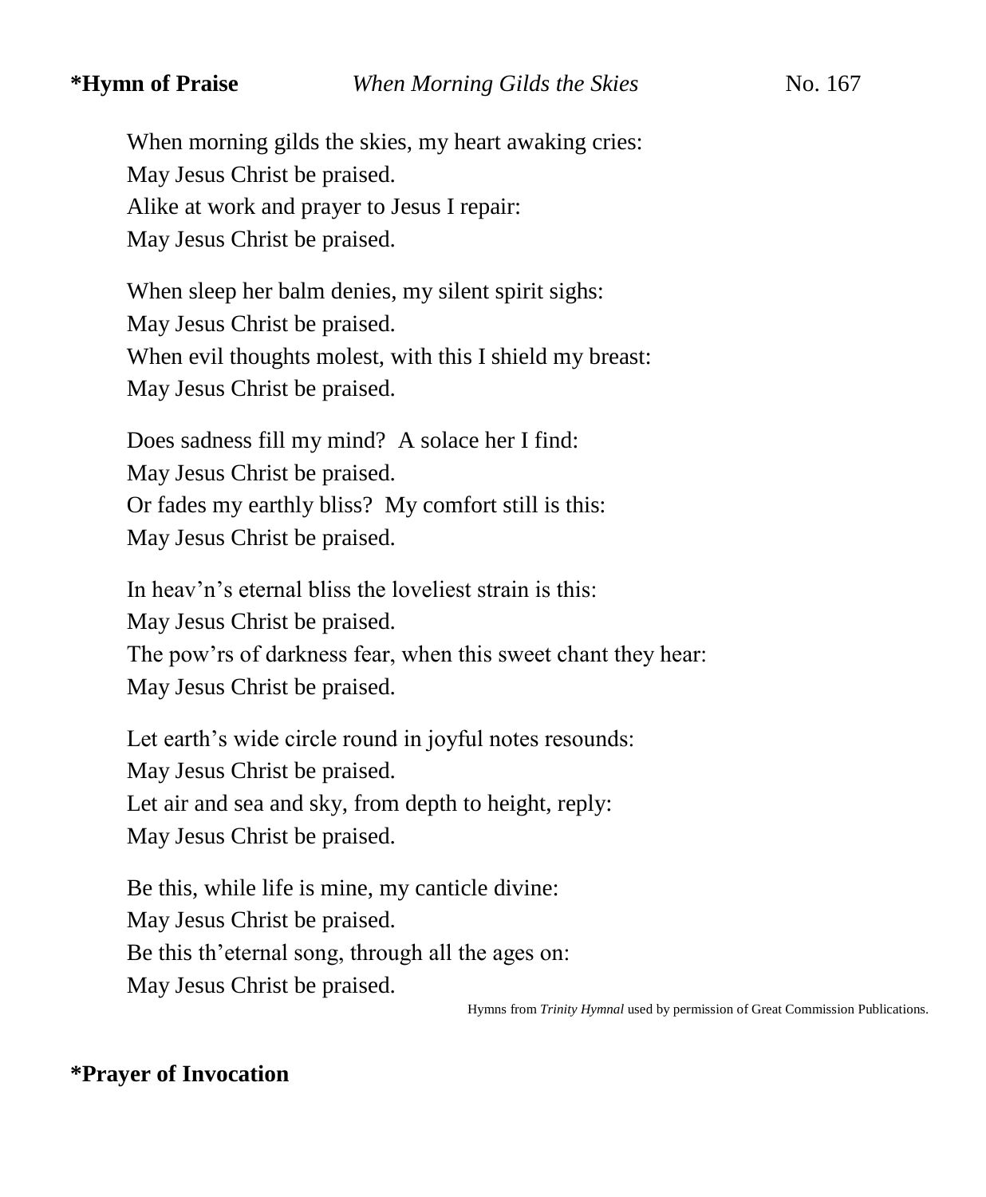**\*Hymn of Praise** *When Morning Gilds the Skies* No. 167

When morning gilds the skies, my heart awaking cries:
May Jesus Christ be praised.
Alike at work and prayer to Jesus I repair:
May Jesus Christ be praised.

When sleep her balm denies, my silent spirit sighs:
May Jesus Christ be praised.
When evil thoughts molest, with this I shield my breast:
May Jesus Christ be praised.

Does sadness fill my mind? A solace her I find:
May Jesus Christ be praised.
Or fades my earthly bliss? My comfort still is this:
May Jesus Christ be praised.

In heav'n's eternal bliss the loveliest strain is this:
May Jesus Christ be praised.
The pow'rs of darkness fear, when this sweet chant they hear:
May Jesus Christ be praised.

Let earth's wide circle round in joyful notes resounds:
May Jesus Christ be praised.
Let air and sea and sky, from depth to height, reply:
May Jesus Christ be praised.

Be this, while life is mine, my canticle divine:
May Jesus Christ be praised.
Be this th'eternal song, through all the ages on:
May Jesus Christ be praised.

Hymns from *Trinity Hymnal* used by permission of Great Commission Publications.

**\*Prayer of Invocation**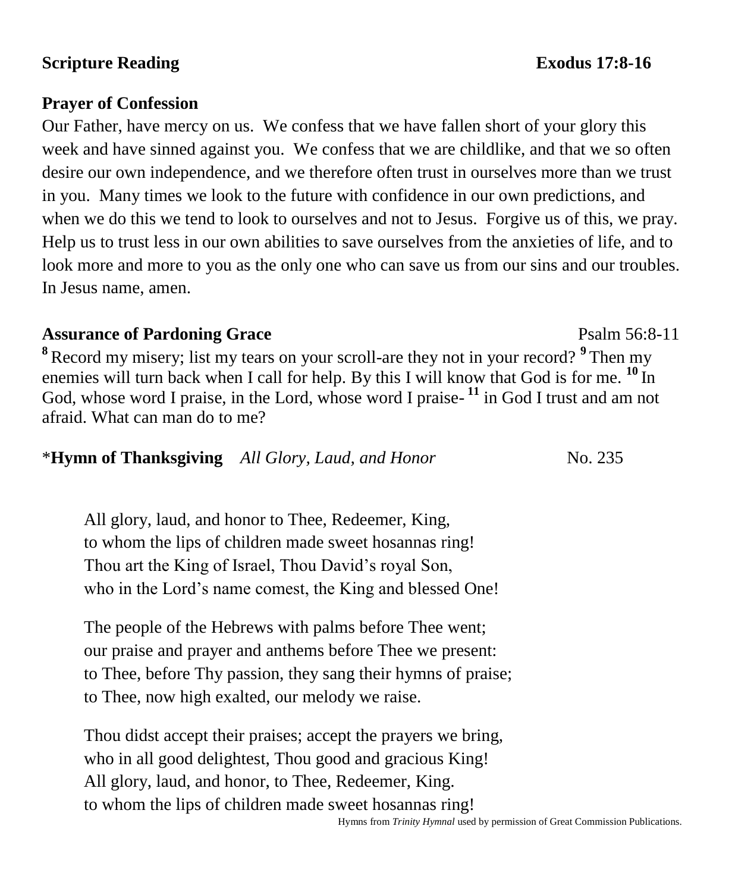**Scripture Reading** **Exodus 17:8-16**

**Prayer of Confession**

Our Father, have mercy on us. We confess that we have fallen short of your glory this week and have sinned against you. We confess that we are childlike, and that we so often desire our own independence, and we therefore often trust in ourselves more than we trust in you. Many times we look to the future with confidence in our own predictions, and when we do this we tend to look to ourselves and not to Jesus. Forgive us of this, we pray. Help us to trust less in our own abilities to save ourselves from the anxieties of life, and to look more and more to you as the only one who can save us from our sins and our troubles. In Jesus name, amen.

**Assurance of Pardoning Grace** Psalm 56:8-11

**8** Record my misery; list my tears on your scroll-are they not in your record? **9** Then my enemies will turn back when I call for help. By this I will know that God is for me. **10** In God, whose word I praise, in the Lord, whose word I praise- **11** in God I trust and am not afraid. What can man do to me?

*__Hymn of Thanksgiving__ *All Glory, Laud, and Honor* No. 235

All glory, laud, and honor to Thee, Redeemer, King,
to whom the lips of children made sweet hosannas ring!
Thou art the King of Israel, Thou David's royal Son,
who in the Lord's name comest, the King and blessed One!

The people of the Hebrews with palms before Thee went;
our praise and prayer and anthems before Thee we present:
to Thee, before Thy passion, they sang their hymns of praise;
to Thee, now high exalted, our melody we raise.

Thou didst accept their praises; accept the prayers we bring,
who in all good delightest, Thou good and gracious King!
All glory, laud, and honor, to Thee, Redeemer, King.
to whom the lips of children made sweet hosannas ring!

Hymns from *Trinity Hymnal* used by permission of Great Commission Publications.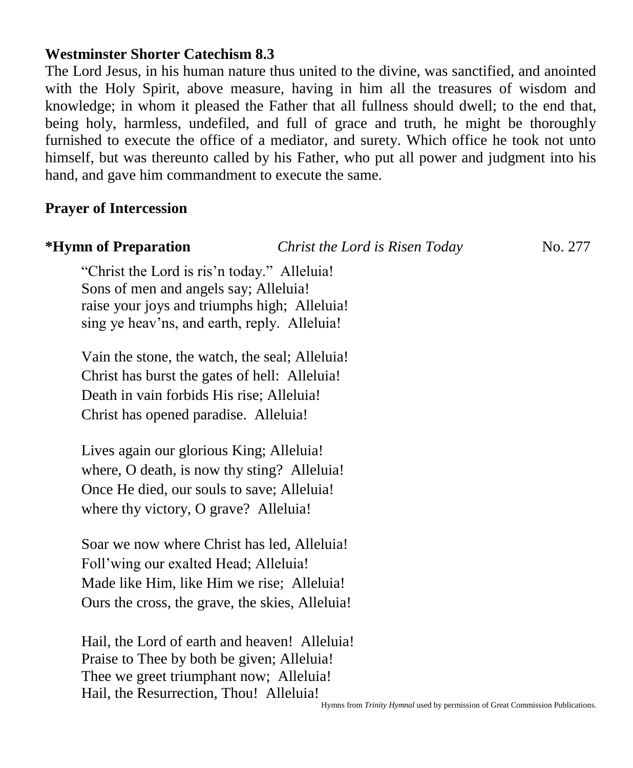**Westminster Shorter Catechism 8.3**

The Lord Jesus, in his human nature thus united to the divine, was sanctified, and anointed with the Holy Spirit, above measure, having in him all the treasures of wisdom and knowledge; in whom it pleased the Father that all fullness should dwell; to the end that, being holy, harmless, undefiled, and full of grace and truth, he might be thoroughly furnished to execute the office of a mediator, and surety. Which office he took not unto himself, but was thereunto called by his Father, who put all power and judgment into his hand, and gave him commandment to execute the same.

**Prayer of Intercession**

**\*Hymn of Preparation** *Christ the Lord is Risen Today* No. 277

"Christ the Lord is ris'n today." Alleluia!
Sons of men and angels say; Alleluia!
raise your joys and triumphs high; Alleluia!
sing ye heav'ns, and earth, reply. Alleluia!

Vain the stone, the watch, the seal; Alleluia!
Christ has burst the gates of hell: Alleluia!
Death in vain forbids His rise; Alleluia!
Christ has opened paradise. Alleluia!

Lives again our glorious King; Alleluia!
where, O death, is now thy sting? Alleluia!
Once He died, our souls to save; Alleluia!
where thy victory, O grave? Alleluia!

Soar we now where Christ has led, Alleluia!
Foll'wing our exalted Head; Alleluia!
Made like Him, like Him we rise; Alleluia!
Ours the cross, the grave, the skies, Alleluia!

Hail, the Lord of earth and heaven! Alleluia!
Praise to Thee by both be given; Alleluia!
Thee we greet triumphant now; Alleluia!
Hail, the Resurrection, Thou! Alleluia!

Hymns from *Trinity Hymnal* used by permission of Great Commission Publications.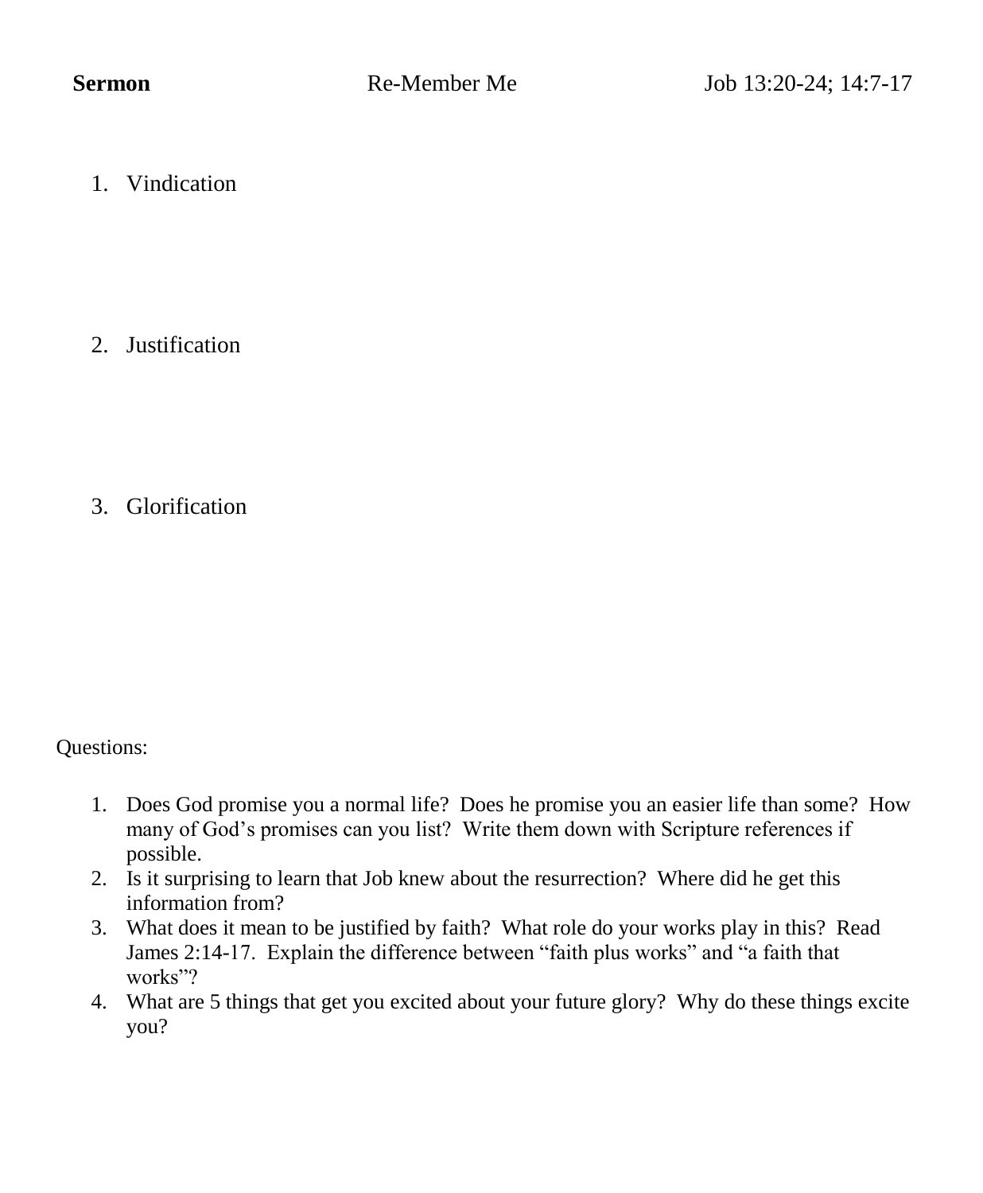**Sermon** Re-Member Me Job 13:20-24; 14:7-17

1. Vindication

2. Justification

3. Glorification

Questions:

1. Does God promise you a normal life? Does he promise you an easier life than some? How many of God's promises can you list? Write them down with Scripture references if possible.
2. Is it surprising to learn that Job knew about the resurrection? Where did he get this information from?
3. What does it mean to be justified by faith? What role do your works play in this? Read James 2:14-17. Explain the difference between "faith plus works" and "a faith that works"?
4. What are 5 things that get you excited about your future glory? Why do these things excite you?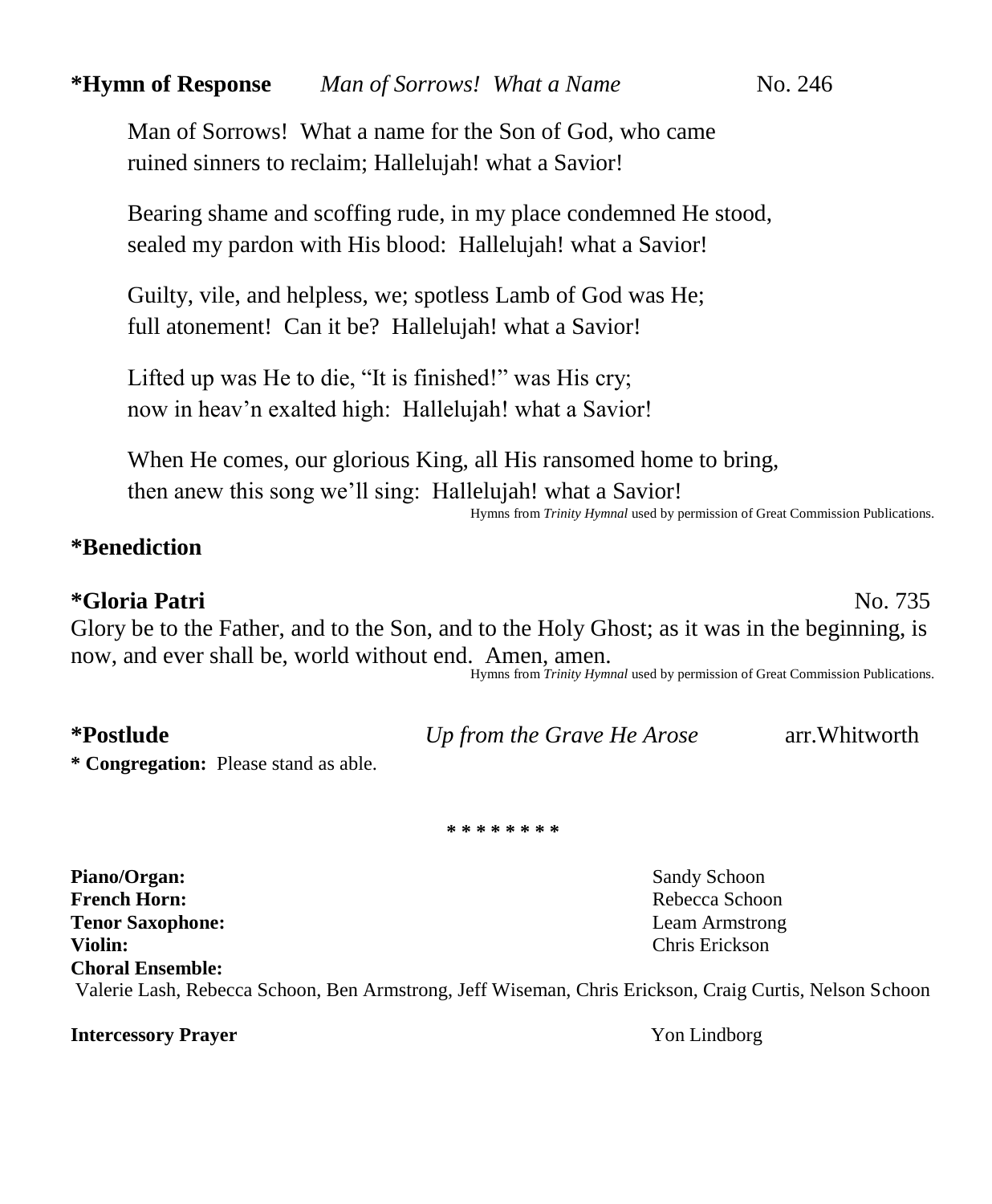**\*Hymn of Response** *Man of Sorrows! What a Name* No. 246

Man of Sorrows! What a name for the Son of God, who came
ruined sinners to reclaim; Hallelujah! what a Savior!

Bearing shame and scoffing rude, in my place condemned He stood,
sealed my pardon with His blood: Hallelujah! what a Savior!

Guilty, vile, and helpless, we; spotless Lamb of God was He;
full atonement! Can it be? Hallelujah! what a Savior!

Lifted up was He to die, "It is finished!" was His cry;
now in heav'n exalted high: Hallelujah! what a Savior!

When He comes, our glorious King, all His ransomed home to bring,
then anew this song we'll sing: Hallelujah! what a Savior!

Hymns from *Trinity Hymnal* used by permission of Great Commission Publications.

**\*Benediction**

**\*Gloria Patri** No. 735

Glory be to the Father, and to the Son, and to the Holy Ghost; as it was in the beginning, is now, and ever shall be, world without end. Amen, amen.

Hymns from *Trinity Hymnal* used by permission of Great Commission Publications.

**\*Postlude** *Up from the Grave He Arose* arr.Whitworth

**\* Congregation:** Please stand as able.

\* \* \* \* \* \* \* \*

**Piano/Organ:** Sandy Schoon
**French Horn:** Rebecca Schoon
**Tenor Saxophone:** Leam Armstrong
**Violin:** Chris Erickson
**Choral Ensemble:**
Valerie Lash, Rebecca Schoon, Ben Armstrong, Jeff Wiseman, Chris Erickson, Craig Curtis, Nelson Schoon

**Intercessory Prayer** Yon Lindborg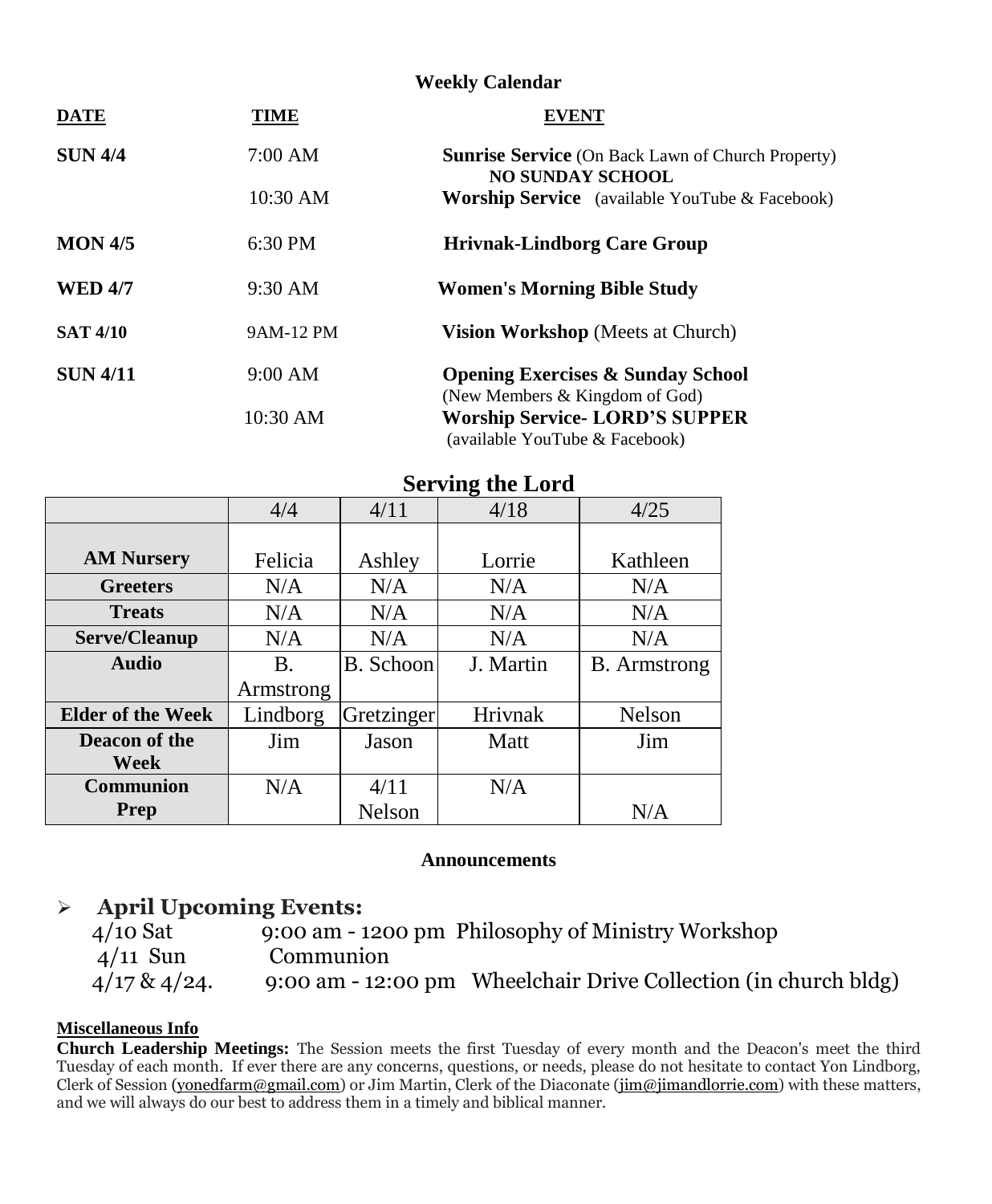## Weekly Calendar

| DATE | TIME | EVENT |
|---|---|---|
| SUN 4/4 | 7:00 AM | **Sunrise Service** (On Back Lawn of Church Property) **NO SUNDAY SCHOOL** |
| | 10:30 AM | **Worship Service** (available YouTube & Facebook) |
| MON 4/5 | 6:30 PM | **Hrivnak-Lindborg Care Group** |
| WED 4/7 | 9:30 AM | **Women's Morning Bible Study** |
| SAT 4/10 | 9AM-12 PM | **Vision Workshop** (Meets at Church) |
| SUN 4/11 | 9:00 AM | **Opening Exercises & Sunday School** (New Members & Kingdom of God) |
| | 10:30 AM | **Worship Service- LORD'S SUPPER** (available YouTube & Facebook) |

## Serving the Lord

| | 4/4 | 4/11 | 4/18 | 4/25 |
|---|---|---|---|---|
| **AM Nursery** | Felicia | Ashley | Lorrie | Kathleen |
| **Greeters** | N/A | N/A | N/A | N/A |
| **Treats** | N/A | N/A | N/A | N/A |
| **Serve/Cleanup** | N/A | N/A | N/A | N/A |
| **Audio** | B. Armstrong | B. Schoon | J. Martin | B. Armstrong |
| **Elder of the Week** | Lindborg | Gretzinger | Hrivnak | Nelson |
| **Deacon of the Week** | Jim | Jason | Matt | Jim |
| **Communion Prep** | N/A | 4/11 Nelson | N/A | N/A |

## Announcements

- **April Upcoming Events:**
  - 4/10 Sat 9:00 am - 1200 pm Philosophy of Ministry Workshop
  - 4/11 Sun Communion
  - 4/17 & 4/24. 9:00 am - 12:00 pm Wheelchair Drive Collection (in church bldg)

**Miscellaneous Info**

**Church Leadership Meetings:** The Session meets the first Tuesday of every month and the Deacon's meet the third Tuesday of each month. If ever there are any concerns, questions, or needs, please do not hesitate to contact Yon Lindborg, Clerk of Session (yonedfarm@gmail.com) or Jim Martin, Clerk of the Diaconate (jim@jimandlorrie.com) with these matters, and we will always do our best to address them in a timely and biblical manner.